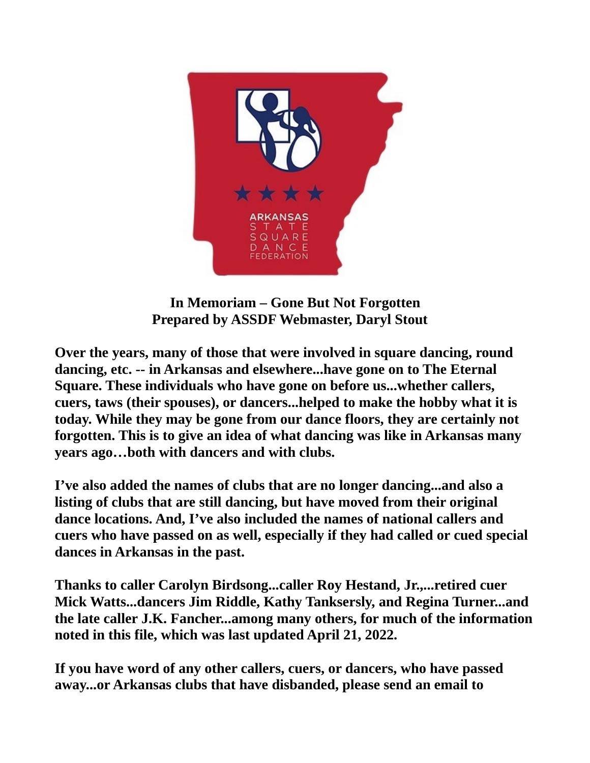# In Memoriam – Gone But Not Forgotten

**Prepared by ASSDF Webmaster, Daryl Stout**

**Over the years, many of those that were involved in square dancing, round dancing, etc. -- in Arkansas and elsewhere...have gone on to The Eternal Square. These individuals who have gone on before us...whether callers, cuers, taws (their spouses), or dancers...helped to make the hobby what it is today. While they may be gone from our dance floors, they are certainly not forgotten. This is to give an idea of what dancing was like in Arkansas many years ago…both with dancers and with clubs.**

**I've also added the names of clubs that are no longer dancing...and also a listing of clubs that are still dancing, but have moved from their original dance locations. And, I've also included the names of national callers and cuers who have passed on as well, especially if they had called or cued special dances in Arkansas in the past.**

**Thanks to caller Carolyn Birdsong...caller Roy Hestand, Jr.,...retired cuer Mick Watts...dancers Jim Riddle, Kathy Tanksersly, and Regina Turner...and the late caller J.K. Fancher...among many others, for much of the information noted in this file, which was last updated April 21, 2022.**

**If you have word of any other callers, cuers, or dancers, who have passed away...or Arkansas clubs that have disbanded, please send an email to**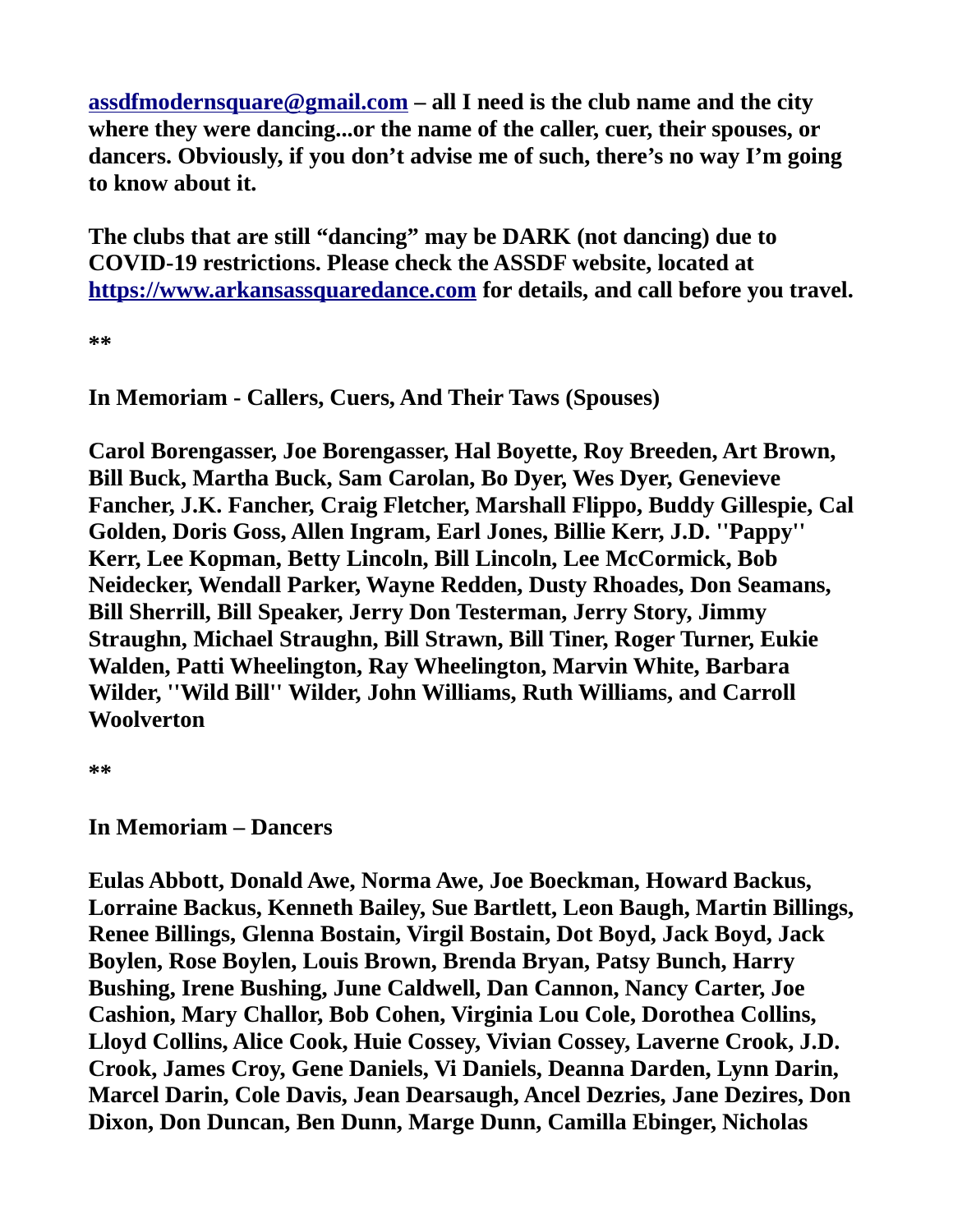**[assdfmodernsquare@gmail.com](mailto:assdfmodernsquare@gmail.com) – all I need is the club name and the city where they were dancing...or the name of the caller, cuer, their spouses, or dancers. Obviously, if you don't advise me of such, there's no way I'm going to know about it.**

**The clubs that are still "dancing" may be DARK (not dancing) due to COVID-19 restrictions. Please check the ASSDF website, located at [https://www.arkansassquaredance.com](https://www.arkansassquaredance.com) for details, and call before you travel.**

**\*\***

**In Memoriam - Callers, Cuers, And Their Taws (Spouses)**

**Carol Borengasser, Joe Borengasser, Hal Boyette, Roy Breeden, Art Brown, Bill Buck, Martha Buck, Sam Carolan, Bo Dyer, Wes Dyer, Genevieve Fancher, J.K. Fancher, Craig Fletcher, Marshall Flippo, Buddy Gillespie, Cal Golden, Doris Goss, Allen Ingram, Earl Jones, Billie Kerr, J.D. ''Pappy'' Kerr, Lee Kopman, Betty Lincoln, Bill Lincoln, Lee McCormick, Bob Neidecker, Wendall Parker, Wayne Redden, Dusty Rhoades, Don Seamans, Bill Sherrill, Bill Speaker, Jerry Don Testerman, Jerry Story, Jimmy Straughn, Michael Straughn, Bill Strawn, Bill Tiner, Roger Turner, Eukie Walden, Patti Wheelington, Ray Wheelington, Marvin White, Barbara Wilder, ''Wild Bill'' Wilder, John Williams, Ruth Williams, and Carroll Woolverton**

**\*\***

**In Memoriam – Dancers**

**Eulas Abbott, Donald Awe, Norma Awe, Joe Boeckman, Howard Backus, Lorraine Backus, Kenneth Bailey, Sue Bartlett, Leon Baugh, Martin Billings, Renee Billings, Glenna Bostain, Virgil Bostain, Dot Boyd, Jack Boyd, Jack Boylen, Rose Boylen, Louis Brown, Brenda Bryan, Patsy Bunch, Harry Bushing, Irene Bushing, June Caldwell, Dan Cannon, Nancy Carter, Joe Cashion, Mary Challor, Bob Cohen, Virginia Lou Cole, Dorothea Collins, Lloyd Collins, Alice Cook, Huie Cossey, Vivian Cossey, Laverne Crook, J.D. Crook, James Croy, Gene Daniels, Vi Daniels, Deanna Darden, Lynn Darin, Marcel Darin, Cole Davis, Jean Dearsaugh, Ancel Dezries, Jane Dezires, Don Dixon, Don Duncan, Ben Dunn, Marge Dunn, Camilla Ebinger, Nicholas**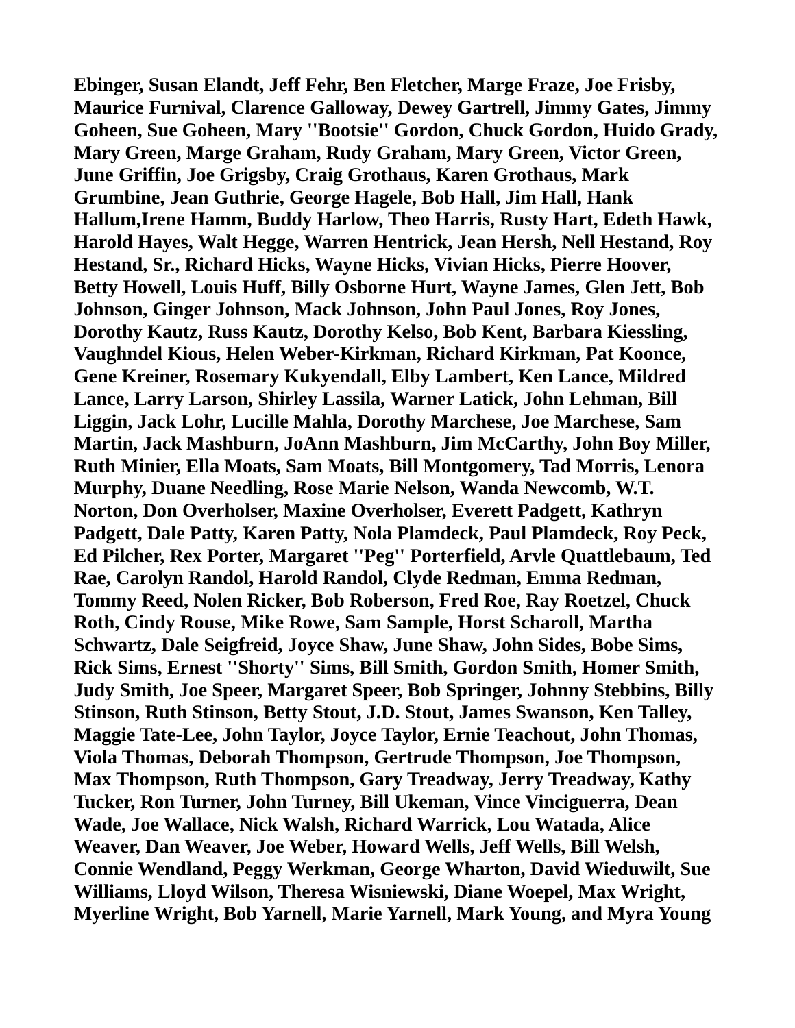**Ebinger, Susan Elandt, Jeff Fehr, Ben Fletcher, Marge Fraze, Joe Frisby, Maurice Furnival, Clarence Galloway, Dewey Gartrell, Jimmy Gates, Jimmy Goheen, Sue Goheen, Mary "Bootsie" Gordon, Chuck Gordon, Huido Grady, Mary Green, Marge Graham, Rudy Graham, Mary Green, Victor Green, June Griffin, Joe Grigsby, Craig Grothaus, Karen Grothaus, Mark Grumbine, Jean Guthrie, George Hagele, Bob Hall, Jim Hall, Hank Hallum,Irene Hamm, Buddy Harlow, Theo Harris, Rusty Hart, Edeth Hawk, Harold Hayes, Walt Hegge, Warren Hentrick, Jean Hersh, Nell Hestand, Roy Hestand, Sr., Richard Hicks, Wayne Hicks, Vivian Hicks, Pierre Hoover, Betty Howell, Louis Huff, Billy Osborne Hurt, Wayne James, Glen Jett, Bob Johnson, Ginger Johnson, Mack Johnson, John Paul Jones, Roy Jones, Dorothy Kautz, Russ Kautz, Dorothy Kelso, Bob Kent, Barbara Kiessling, Vaughndel Kious, Helen Weber-Kirkman, Richard Kirkman, Pat Koonce, Gene Kreiner, Rosemary Kukyendall, Elby Lambert, Ken Lance, Mildred Lance, Larry Larson, Shirley Lassila, Warner Latick, John Lehman, Bill Liggin, Jack Lohr, Lucille Mahla, Dorothy Marchese, Joe Marchese, Sam Martin, Jack Mashburn, JoAnn Mashburn, Jim McCarthy, John Boy Miller, Ruth Minier, Ella Moats, Sam Moats, Bill Montgomery, Tad Morris, Lenora Murphy, Duane Needling, Rose Marie Nelson, Wanda Newcomb, W.T. Norton, Don Overholser, Maxine Overholser, Everett Padgett, Kathryn Padgett, Dale Patty, Karen Patty, Nola Plamdeck, Paul Plamdeck, Roy Peck, Ed Pilcher, Rex Porter, Margaret "Peg" Porterfield, Arvle Quattlebaum, Ted Rae, Carolyn Randol, Harold Randol, Clyde Redman, Emma Redman, Tommy Reed, Nolen Ricker, Bob Roberson, Fred Roe, Ray Roetzel, Chuck Roth, Cindy Rouse, Mike Rowe, Sam Sample, Horst Scharoll, Martha Schwartz, Dale Seigfreid, Joyce Shaw, June Shaw, John Sides, Bobe Sims, Rick Sims, Ernest "Shorty" Sims, Bill Smith, Gordon Smith, Homer Smith, Judy Smith, Joe Speer, Margaret Speer, Bob Springer, Johnny Stebbins, Billy Stinson, Ruth Stinson, Betty Stout, J.D. Stout, James Swanson, Ken Talley, Maggie Tate-Lee, John Taylor, Joyce Taylor, Ernie Teachout, John Thomas, Viola Thomas, Deborah Thompson, Gertrude Thompson, Joe Thompson, Max Thompson, Ruth Thompson, Gary Treadway, Jerry Treadway, Kathy Tucker, Ron Turner, John Turney, Bill Ukeman, Vince Vinciguerra, Dean Wade, Joe Wallace, Nick Walsh, Richard Warrick, Lou Watada, Alice Weaver, Dan Weaver, Joe Weber, Howard Wells, Jeff Wells, Bill Welsh, Connie Wendland, Peggy Werkman, George Wharton, David Wieduwilt, Sue Williams, Lloyd Wilson, Theresa Wisniewski, Diane Woepel, Max Wright, Myerline Wright, Bob Yarnell, Marie Yarnell, Mark Young, and Myra Young**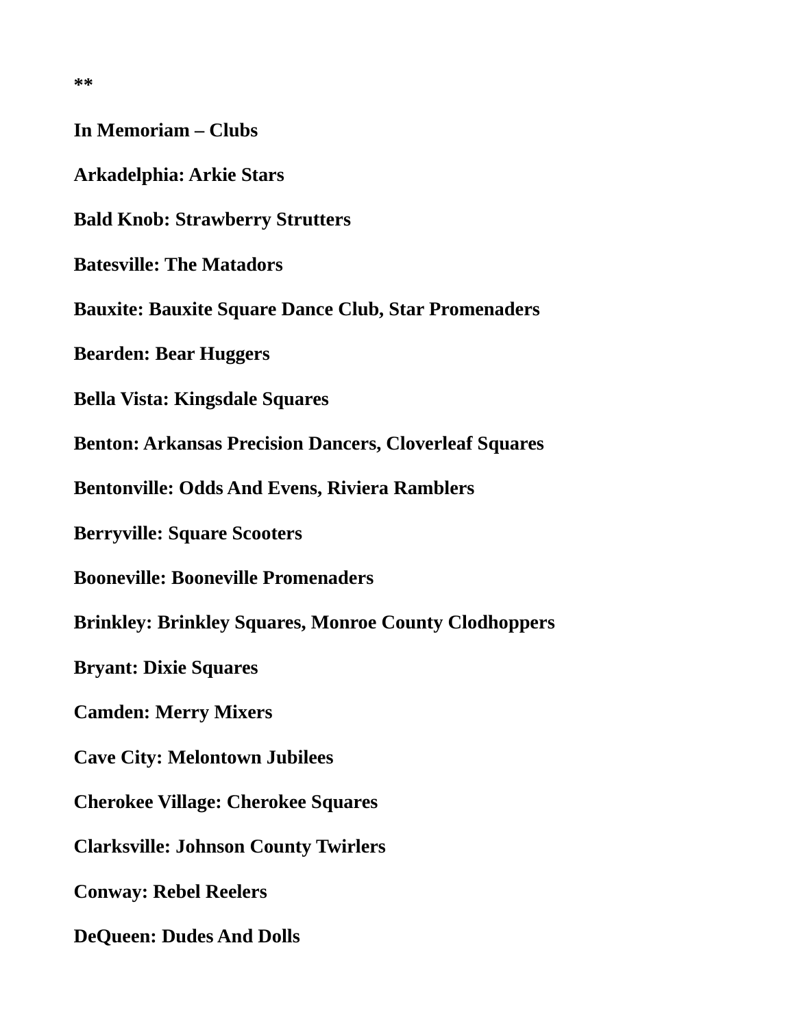**

**In Memoriam – Clubs**

**Arkadelphia: Arkie Stars**

**Bald Knob: Strawberry Strutters**

**Batesville: The Matadors**

**Bauxite: Bauxite Square Dance Club, Star Promenaders**

**Bearden: Bear Huggers**

**Bella Vista: Kingsdale Squares**

**Benton: Arkansas Precision Dancers, Cloverleaf Squares**

**Bentonville: Odds And Evens, Riviera Ramblers**

**Berryville: Square Scooters**

**Booneville: Booneville Promenaders**

**Brinkley: Brinkley Squares, Monroe County Clodhoppers**

**Bryant: Dixie Squares**

**Camden: Merry Mixers**

**Cave City: Melontown Jubilees**

**Cherokee Village: Cherokee Squares**

**Clarksville: Johnson County Twirlers**

**Conway: Rebel Reelers**

**DeQueen: Dudes And Dolls**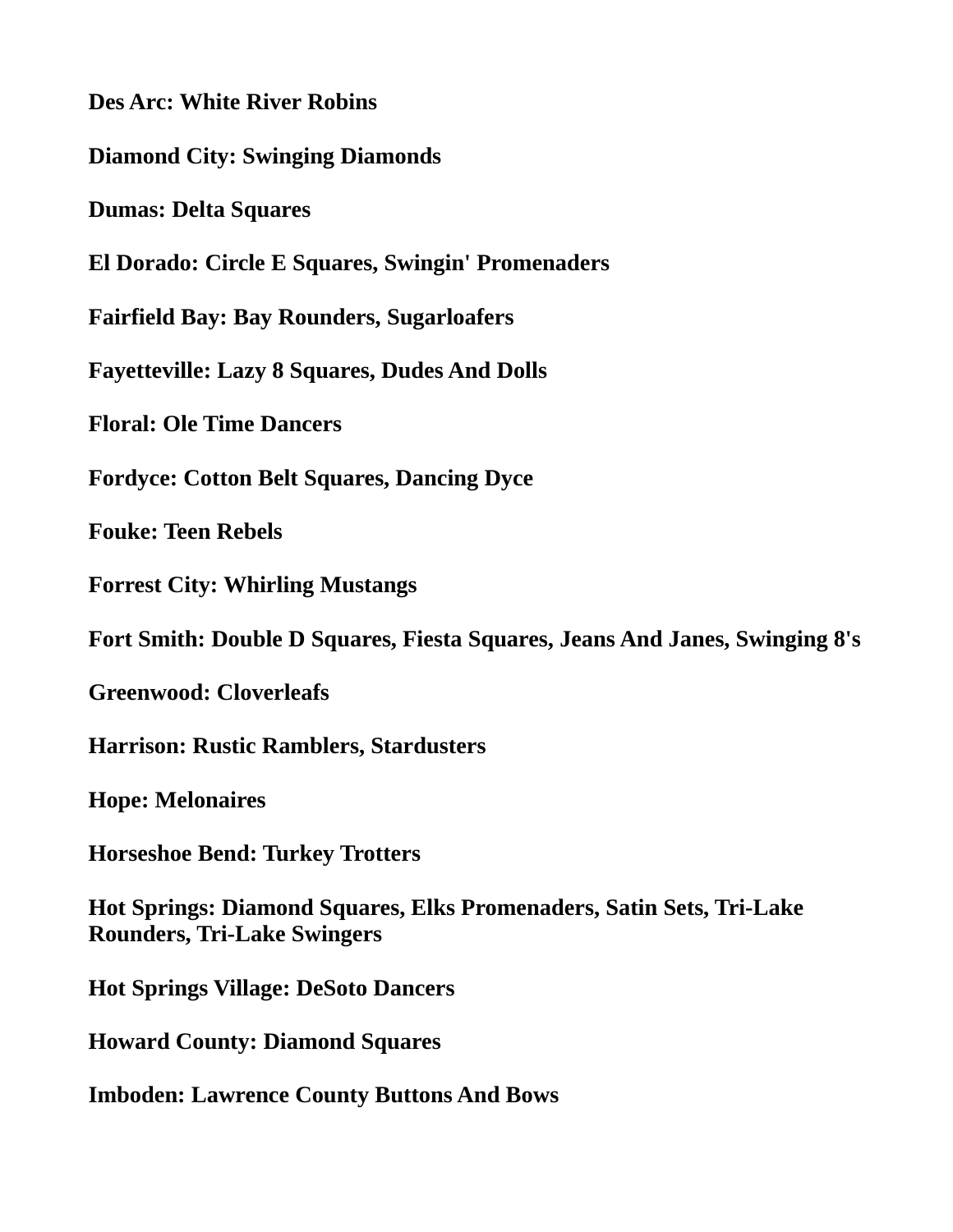**Des Arc: White River Robins**

**Diamond City: Swinging Diamonds**

**Dumas: Delta Squares**

**El Dorado: Circle E Squares, Swingin' Promenaders**

**Fairfield Bay: Bay Rounders, Sugarloafers**

**Fayetteville: Lazy 8 Squares, Dudes And Dolls**

**Floral: Ole Time Dancers**

**Fordyce: Cotton Belt Squares, Dancing Dyce**

**Fouke: Teen Rebels**

**Forrest City: Whirling Mustangs**

**Fort Smith: Double D Squares, Fiesta Squares, Jeans And Janes, Swinging 8's**

**Greenwood: Cloverleafs**

**Harrison: Rustic Ramblers, Stardusters**

**Hope: Melonaires**

**Horseshoe Bend: Turkey Trotters**

**Hot Springs: Diamond Squares, Elks Promenaders, Satin Sets, Tri-Lake Rounders, Tri-Lake Swingers**

**Hot Springs Village: DeSoto Dancers**

**Howard County: Diamond Squares**

**Imboden: Lawrence County Buttons And Bows**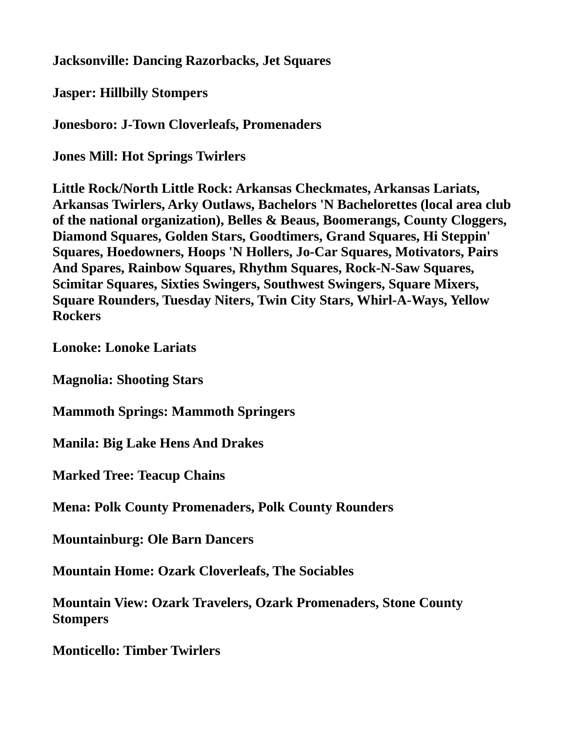**Jacksonville: Dancing Razorbacks, Jet Squares**

**Jasper: Hillbilly Stompers**

**Jonesboro: J-Town Cloverleafs, Promenaders**

**Jones Mill: Hot Springs Twirlers**

**Little Rock/North Little Rock: Arkansas Checkmates, Arkansas Lariats, Arkansas Twirlers, Arky Outlaws, Bachelors 'N Bachelorettes (local area club of the national organization), Belles & Beaus, Boomerangs, County Cloggers, Diamond Squares, Golden Stars, Goodtimers, Grand Squares, Hi Steppin' Squares, Hoedowners, Hoops 'N Hollers, Jo-Car Squares, Motivators, Pairs And Spares, Rainbow Squares, Rhythm Squares, Rock-N-Saw Squares, Scimitar Squares, Sixties Swingers, Southwest Swingers, Square Mixers, Square Rounders, Tuesday Niters, Twin City Stars, Whirl-A-Ways, Yellow Rockers**

**Lonoke: Lonoke Lariats**

**Magnolia: Shooting Stars**

**Mammoth Springs: Mammoth Springers**

**Manila: Big Lake Hens And Drakes**

**Marked Tree: Teacup Chains**

**Mena: Polk County Promenaders, Polk County Rounders**

**Mountainburg: Ole Barn Dancers**

**Mountain Home: Ozark Cloverleafs, The Sociables**

**Mountain View: Ozark Travelers, Ozark Promenaders, Stone County Stompers**

**Monticello: Timber Twirlers**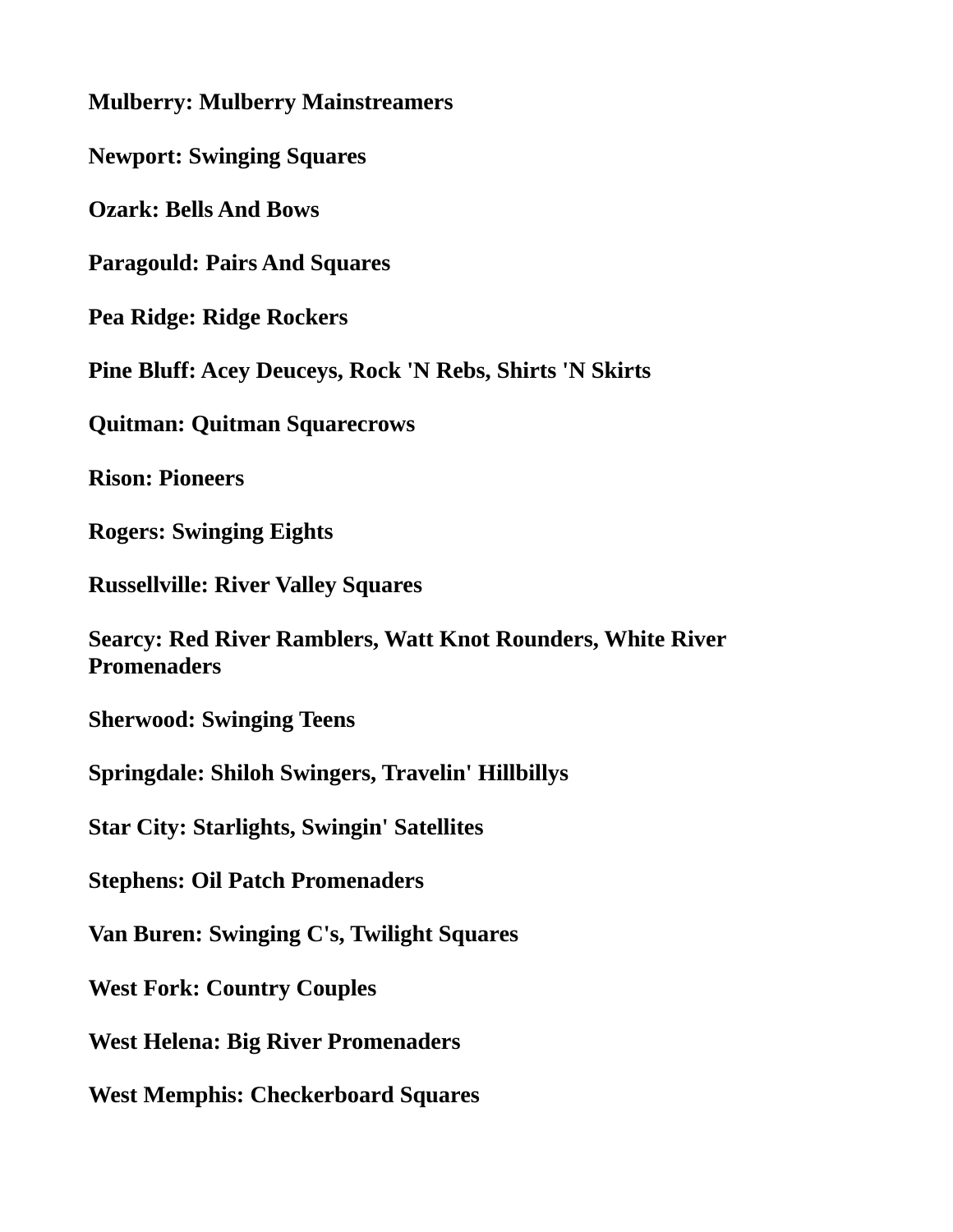**Mulberry: Mulberry Mainstreamers**

**Newport: Swinging Squares**

**Ozark: Bells And Bows**

**Paragould: Pairs And Squares**

**Pea Ridge: Ridge Rockers**

**Pine Bluff: Acey Deuceys, Rock 'N Rebs, Shirts 'N Skirts**

**Quitman: Quitman Squarecrows**

**Rison: Pioneers**

**Rogers: Swinging Eights**

**Russellville: River Valley Squares**

**Searcy: Red River Ramblers, Watt Knot Rounders, White River Promenaders**

**Sherwood: Swinging Teens**

**Springdale: Shiloh Swingers, Travelin' Hillbillys**

**Star City: Starlights, Swingin' Satellites**

**Stephens: Oil Patch Promenaders**

**Van Buren: Swinging C's, Twilight Squares**

**West Fork: Country Couples**

**West Helena: Big River Promenaders**

**West Memphis: Checkerboard Squares**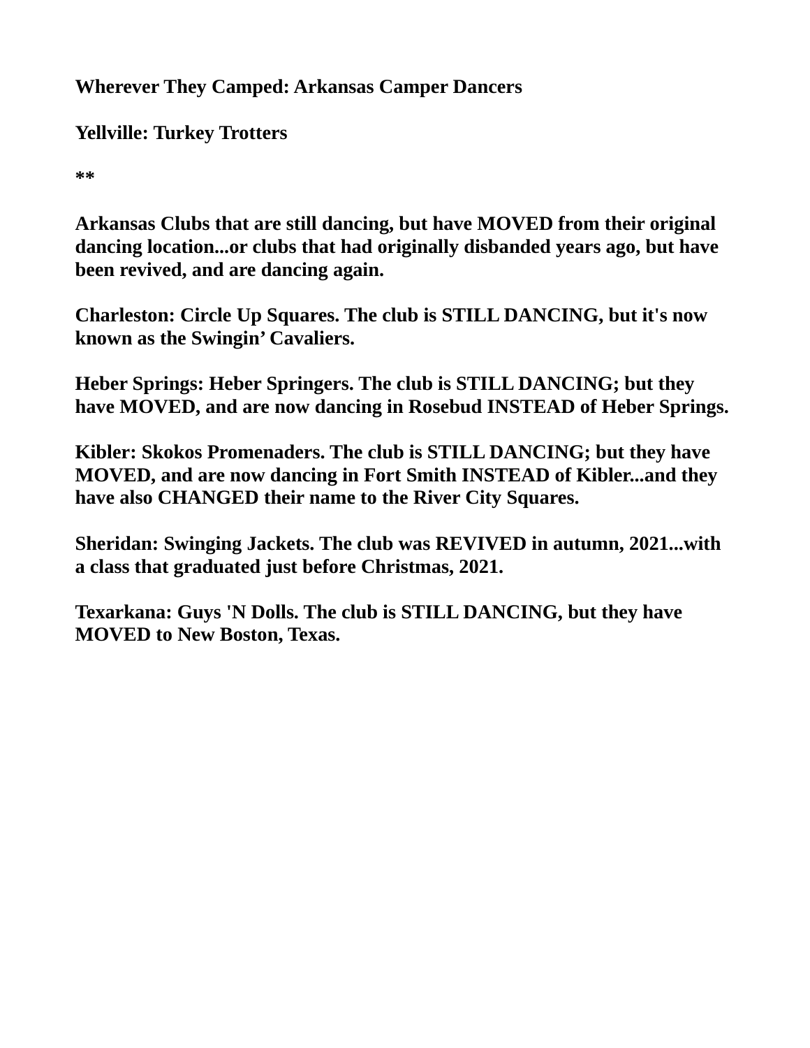**Wherever They Camped: Arkansas Camper Dancers**

**Yellville: Turkey Trotters**

**\*\***

**Arkansas Clubs that are still dancing, but have MOVED from their original dancing location...or clubs that had originally disbanded years ago, but have been revived, and are dancing again.**

**Charleston: Circle Up Squares. The club is STILL DANCING, but it's now known as the Swingin' Cavaliers.**

**Heber Springs: Heber Springers. The club is STILL DANCING; but they have MOVED, and are now dancing in Rosebud INSTEAD of Heber Springs.**

**Kibler: Skokos Promenaders. The club is STILL DANCING; but they have MOVED, and are now dancing in Fort Smith INSTEAD of Kibler...and they have also CHANGED their name to the River City Squares.**

**Sheridan: Swinging Jackets. The club was REVIVED in autumn, 2021...with a class that graduated just before Christmas, 2021.**

**Texarkana: Guys 'N Dolls. The club is STILL DANCING, but they have MOVED to New Boston, Texas.**